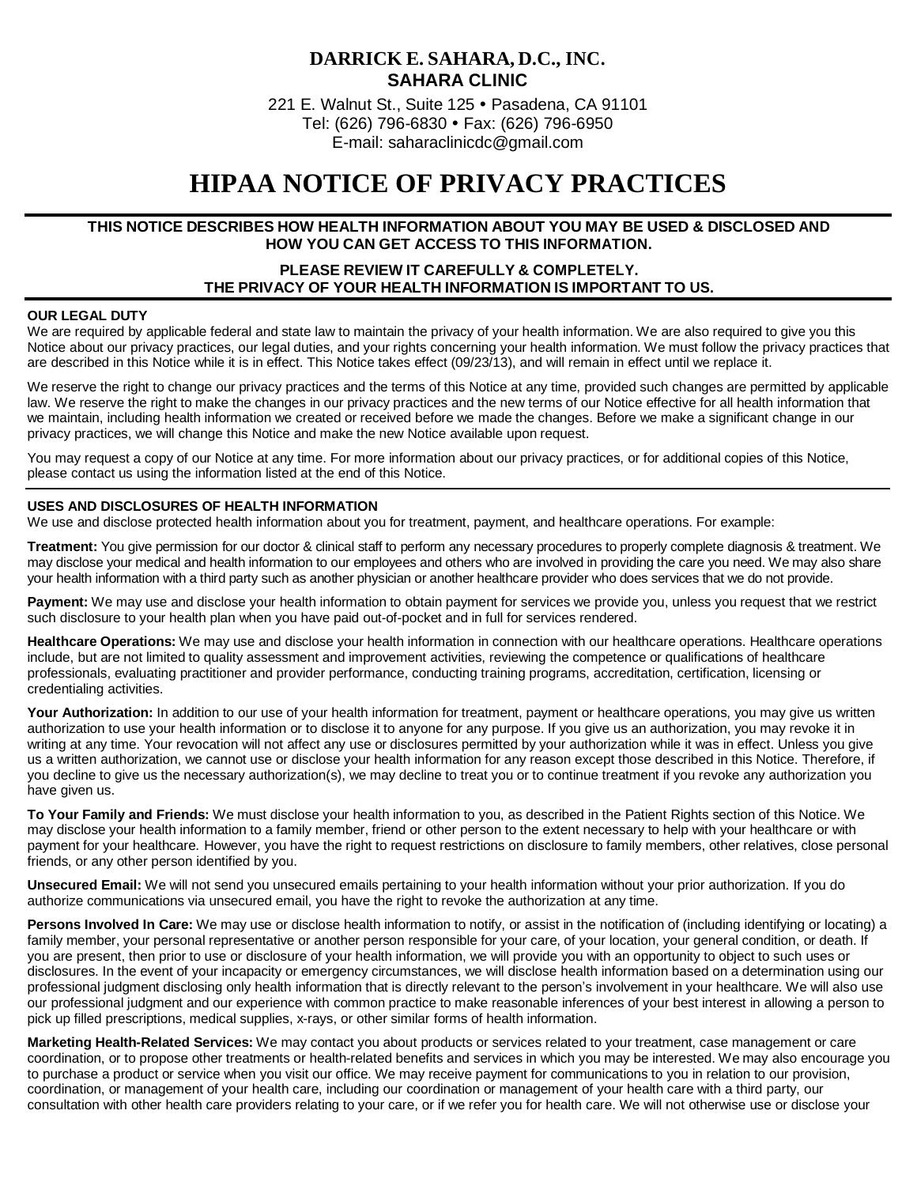**DARRICK E. SAHARA, D.C., INC.**
**SAHARA CLINIC**

221 E. Walnut St., Suite 125 • Pasadena, CA 91101
Tel: (626) 796-6830 • Fax: (626) 796-6950
E-mail: saharaclinicdc@gmail.com

# HIPAA NOTICE OF PRIVACY PRACTICES

**THIS NOTICE DESCRIBES HOW HEALTH INFORMATION ABOUT YOU MAY BE USED & DISCLOSED AND HOW YOU CAN GET ACCESS TO THIS INFORMATION.**

**PLEASE REVIEW IT CAREFULLY & COMPLETELY.**
**THE PRIVACY OF YOUR HEALTH INFORMATION IS IMPORTANT TO US.**

## OUR LEGAL DUTY

We are required by applicable federal and state law to maintain the privacy of your health information. We are also required to give you this Notice about our privacy practices, our legal duties, and your rights concerning your health information. We must follow the privacy practices that are described in this Notice while it is in effect. This Notice takes effect (09/23/13), and will remain in effect until we replace it.

We reserve the right to change our privacy practices and the terms of this Notice at any time, provided such changes are permitted by applicable law. We reserve the right to make the changes in our privacy practices and the new terms of our Notice effective for all health information that we maintain, including health information we created or received before we made the changes. Before we make a significant change in our privacy practices, we will change this Notice and make the new Notice available upon request.

You may request a copy of our Notice at any time. For more information about our privacy practices, or for additional copies of this Notice, please contact us using the information listed at the end of this Notice.

## USES AND DISCLOSURES OF HEALTH INFORMATION

We use and disclose protected health information about you for treatment, payment, and healthcare operations. For example:

**Treatment:** You give permission for our doctor & clinical staff to perform any necessary procedures to properly complete diagnosis & treatment. We may disclose your medical and health information to our employees and others who are involved in providing the care you need. We may also share your health information with a third party such as another physician or another healthcare provider who does services that we do not provide.

**Payment:** We may use and disclose your health information to obtain payment for services we provide you, unless you request that we restrict such disclosure to your health plan when you have paid out-of-pocket and in full for services rendered.

**Healthcare Operations:** We may use and disclose your health information in connection with our healthcare operations. Healthcare operations include, but are not limited to quality assessment and improvement activities, reviewing the competence or qualifications of healthcare professionals, evaluating practitioner and provider performance, conducting training programs, accreditation, certification, licensing or credentialing activities.

**Your Authorization:** In addition to our use of your health information for treatment, payment or healthcare operations, you may give us written authorization to use your health information or to disclose it to anyone for any purpose. If you give us an authorization, you may revoke it in writing at any time. Your revocation will not affect any use or disclosures permitted by your authorization while it was in effect. Unless you give us a written authorization, we cannot use or disclose your health information for any reason except those described in this Notice. Therefore, if you decline to give us the necessary authorization(s), we may decline to treat you or to continue treatment if you revoke any authorization you have given us.

**To Your Family and Friends:** We must disclose your health information to you, as described in the Patient Rights section of this Notice. We may disclose your health information to a family member, friend or other person to the extent necessary to help with your healthcare or with payment for your healthcare. However, you have the right to request restrictions on disclosure to family members, other relatives, close personal friends, or any other person identified by you.

**Unsecured Email:** We will not send you unsecured emails pertaining to your health information without your prior authorization. If you do authorize communications via unsecured email, you have the right to revoke the authorization at any time.

**Persons Involved In Care:** We may use or disclose health information to notify, or assist in the notification of (including identifying or locating) a family member, your personal representative or another person responsible for your care, of your location, your general condition, or death. If you are present, then prior to use or disclosure of your health information, we will provide you with an opportunity to object to such uses or disclosures. In the event of your incapacity or emergency circumstances, we will disclose health information based on a determination using our professional judgment disclosing only health information that is directly relevant to the person's involvement in your healthcare. We will also use our professional judgment and our experience with common practice to make reasonable inferences of your best interest in allowing a person to pick up filled prescriptions, medical supplies, x-rays, or other similar forms of health information.

**Marketing Health-Related Services:** We may contact you about products or services related to your treatment, case management or care coordination, or to propose other treatments or health-related benefits and services in which you may be interested. We may also encourage you to purchase a product or service when you visit our office. We may receive payment for communications to you in relation to our provision, coordination, or management of your health care, including our coordination or management of your health care with a third party, our consultation with other health care providers relating to your care, or if we refer you for health care. We will not otherwise use or disclose your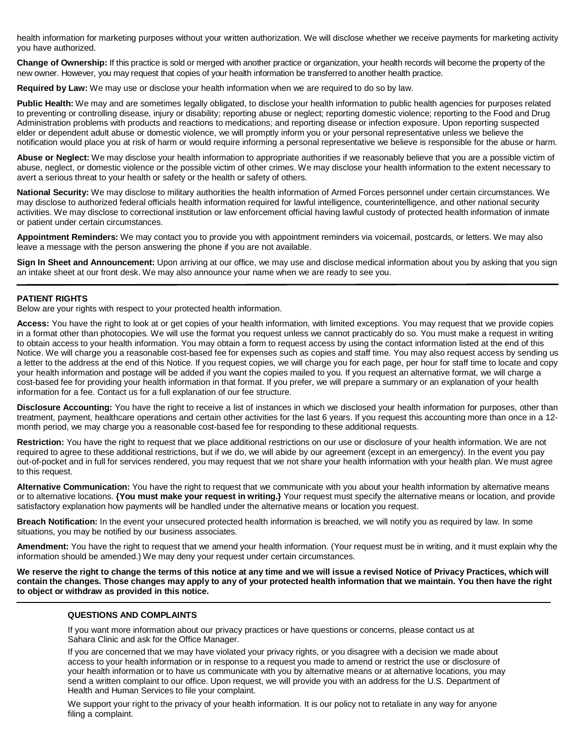health information for marketing purposes without your written authorization. We will disclose whether we receive payments for marketing activity you have authorized.

**Change of Ownership:** If this practice is sold or merged with another practice or organization, your health records will become the property of the new owner. However, you may request that copies of your health information be transferred to another health practice.

**Required by Law:** We may use or disclose your health information when we are required to do so by law.

**Public Health:** We may and are sometimes legally obligated, to disclose your health information to public health agencies for purposes related to preventing or controlling disease, injury or disability; reporting abuse or neglect; reporting domestic violence; reporting to the Food and Drug Administration problems with products and reactions to medications; and reporting disease or infection exposure. Upon reporting suspected elder or dependent adult abuse or domestic violence, we will promptly inform you or your personal representative unless we believe the notification would place you at risk of harm or would require informing a personal representative we believe is responsible for the abuse or harm.

**Abuse or Neglect:** We may disclose your health information to appropriate authorities if we reasonably believe that you are a possible victim of abuse, neglect, or domestic violence or the possible victim of other crimes. We may disclose your health information to the extent necessary to avert a serious threat to your health or safety or the health or safety of others.

**National Security:** We may disclose to military authorities the health information of Armed Forces personnel under certain circumstances. We may disclose to authorized federal officials health information required for lawful intelligence, counterintelligence, and other national security activities. We may disclose to correctional institution or law enforcement official having lawful custody of protected health information of inmate or patient under certain circumstances.

**Appointment Reminders:** We may contact you to provide you with appointment reminders via voicemail, postcards, or letters. We may also leave a message with the person answering the phone if you are not available.

**Sign In Sheet and Announcement:** Upon arriving at our office, we may use and disclose medical information about you by asking that you sign an intake sheet at our front desk. We may also announce your name when we are ready to see you.

---

## PATIENT RIGHTS

Below are your rights with respect to your protected health information.

**Access:** You have the right to look at or get copies of your health information, with limited exceptions. You may request that we provide copies in a format other than photocopies. We will use the format you request unless we cannot practicably do so. You must make a request in writing to obtain access to your health information. You may obtain a form to request access by using the contact information listed at the end of this Notice. We will charge you a reasonable cost-based fee for expenses such as copies and staff time. You may also request access by sending us a letter to the address at the end of this Notice. If you request copies, we will charge you for each page, per hour for staff time to locate and copy your health information and postage will be added if you want the copies mailed to you. If you request an alternative format, we will charge a cost-based fee for providing your health information in that format. If you prefer, we will prepare a summary or an explanation of your health information for a fee. Contact us for a full explanation of our fee structure.

**Disclosure Accounting:** You have the right to receive a list of instances in which we disclosed your health information for purposes, other than treatment, payment, healthcare operations and certain other activities for the last 6 years. If you request this accounting more than once in a 12-month period, we may charge you a reasonable cost-based fee for responding to these additional requests.

**Restriction:** You have the right to request that we place additional restrictions on our use or disclosure of your health information. We are not required to agree to these additional restrictions, but if we do, we will abide by our agreement (except in an emergency). In the event you pay out-of-pocket and in full for services rendered, you may request that we not share your health information with your health plan. We must agree to this request.

**Alternative Communication:** You have the right to request that we communicate with you about your health information by alternative means or to alternative locations. **{You must make your request in writing.}** Your request must specify the alternative means or location, and provide satisfactory explanation how payments will be handled under the alternative means or location you request.

**Breach Notification:** In the event your unsecured protected health information is breached, we will notify you as required by law. In some situations, you may be notified by our business associates.

**Amendment:** You have the right to request that we amend your health information. (Your request must be in writing, and it must explain why the information should be amended.) We may deny your request under certain circumstances.

**We reserve the right to change the terms of this notice at any time and we will issue a revised Notice of Privacy Practices, which will contain the changes. Those changes may apply to any of your protected health information that we maintain. You then have the right to object or withdraw as provided in this notice.**

---

## QUESTIONS AND COMPLAINTS

If you want more information about our privacy practices or have questions or concerns, please contact us at Sahara Clinic and ask for the Office Manager.

If you are concerned that we may have violated your privacy rights, or you disagree with a decision we made about access to your health information or in response to a request you made to amend or restrict the use or disclosure of your health information or to have us communicate with you by alternative means or at alternative locations, you may send a written complaint to our office. Upon request, we will provide you with an address for the U.S. Department of Health and Human Services to file your complaint.

We support your right to the privacy of your health information. It is our policy not to retaliate in any way for anyone filing a complaint.